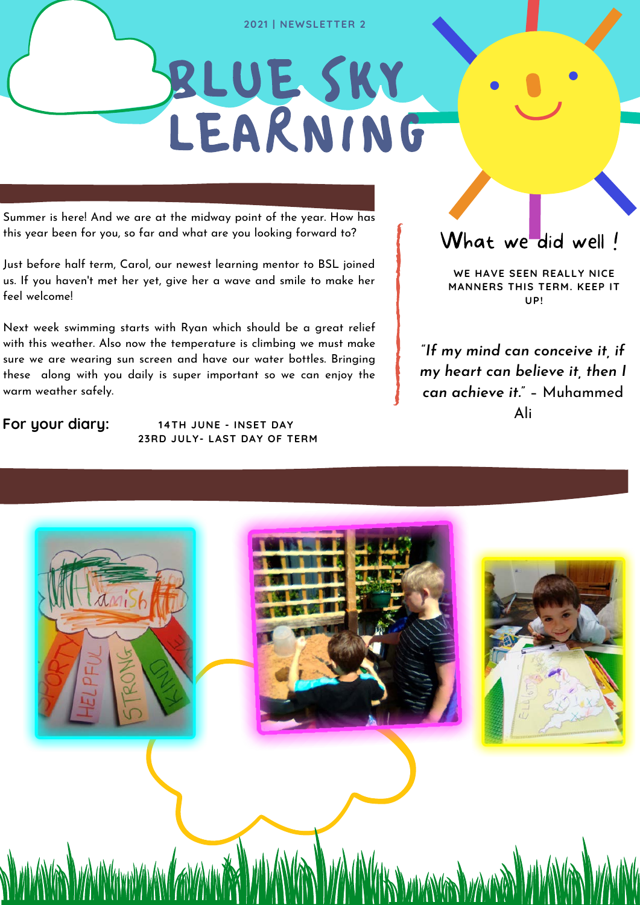2021 | NEWSLETTER 2

# BLUE SKY LEARNING

Summer is here! And we are at the midway point of the year. How has this year been for you, so far and what are you looking forward to?

Just before half term, Carol, our newest learning mentor to BSL joined us. If you haven't met her yet, give her a wave and smile to make her feel welcome!

Next week swimming starts with Ryan which should be a great relief with this weather. Also now the temperature is climbing we must make sure we are wearing sun screen and have our water bottles. Bringing these along with you daily is super important so we can enjoy the warm weather safely.

**For your diary:**

14TH JUNE - INSET DAY
23RD JULY- LAST DAY OF TERM

## What we did well !

WE HAVE SEEN REALLY NICE MANNERS THIS TERM. KEEP IT UP!

*"If my mind can conceive it, if my heart can believe it, then I can achieve it."* - Muhammed Ali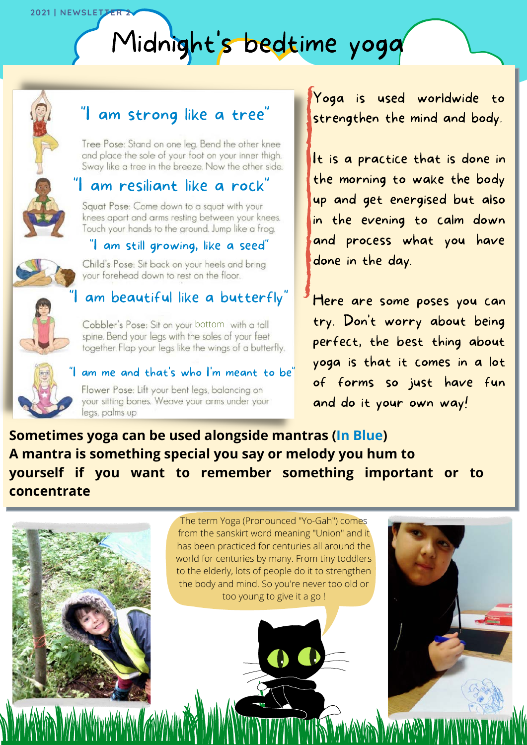# Midnight's bedtime yoga

## "I am strong like a tree"

Tree Pose: Stand on one leg. Bend the other knee and place the sole of your foot on your inner thigh. Sway like a tree in the breeze. Now the other side.

## "I am resiliant like a rock"

Squat Pose: Come down to a squat with your knees apart and arms resting between your knees. Touch your hands to the ground. Jump like a frog.

## "I am still growing, like a seed"

Child's Pose: Sit back on your heels and bring your forehead down to rest on the floor.

## "I am beautiful like a butterfly"

Cobbler's Pose: Sit on your bottom with a tall spine. Bend your legs with the soles of your feet together. Flap your legs like the wings of a butterfly.

## "I am me and that's who I'm meant to be"

Flower Pose: Lift your bent legs, balancing on your sitting bones. Weave your arms under your legs, palms up

Yoga is used worldwide to strengthen the mind and body.

It is a practice that is done in the morning to wake the body up and get energised but also in the evening to calm down and process what you have done in the day.

Here are some poses you can try. Don't worry about being perfect, the best thing about yoga is that it comes in a lot of forms so just have fun and do it your own way!

**Sometimes yoga can be used alongside mantras (In Blue)**
**A mantra is something special you say or melody you hum to yourself if you want to remember something important or to concentrate**

The term Yoga (Pronounced "Yo-Gah") comes from the sanskirt word meaning "Union" and it has been practiced for centuries all around the world for centuries by many. From tiny toddlers to the elderly, lots of people do it to strengthen the body and mind. So you're never too old or too young to give it a go !